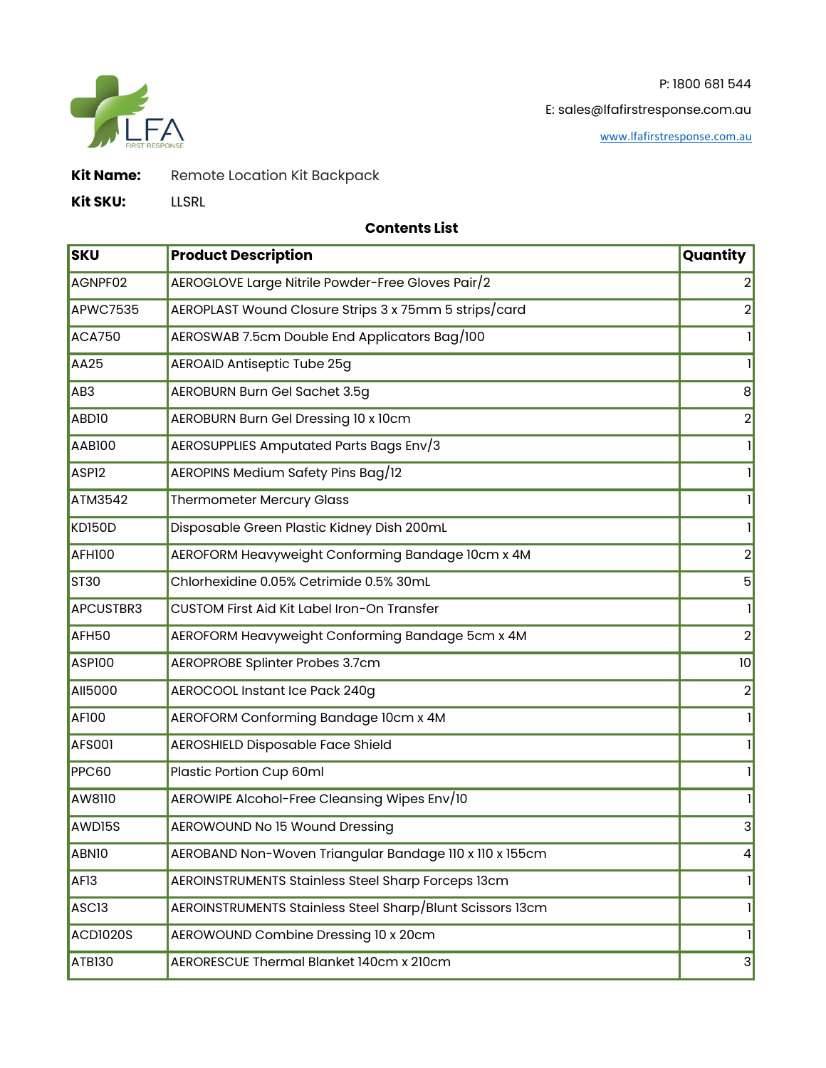LFA FIRST RESPONSE

P: 1800 681 544

E: sales@lfafirstresponse.com.au

www.lfafirstresponse.com.au

**Kit Name:** Remote Location Kit Backpack

**Kit SKU:** LLSRL

**Contents List**

| SKU | Product Description | Quantity |
|---|---|---|
| AGNPF02 | AEROGLOVE Large Nitrile Powder-Free Gloves Pair/2 | 2 |
| APWC7535 | AEROPLAST Wound Closure Strips 3 x 75mm 5 strips/card | 2 |
| ACA750 | AEROSWAB 7.5cm Double End Applicators Bag/100 | 1 |
| AA25 | AEROAID Antiseptic Tube 25g | 1 |
| AB3 | AEROBURN Burn Gel Sachet 3.5g | 8 |
| ABD10 | AEROBURN Burn Gel Dressing 10 x 10cm | 2 |
| AAB100 | AEROSUPPLIES Amputated Parts Bags Env/3 | 1 |
| ASP12 | AEROPINS Medium Safety Pins Bag/12 | 1 |
| ATM3542 | Thermometer Mercury Glass | 1 |
| KD150D | Disposable Green Plastic Kidney Dish 200mL | 1 |
| AFH100 | AEROFORM Heavyweight Conforming Bandage 10cm x 4M | 2 |
| ST30 | Chlorhexidine 0.05% Cetrimide 0.5% 30mL | 5 |
| APCUSTBR3 | CUSTOM First Aid Kit Label Iron-On Transfer | 1 |
| AFH50 | AEROFORM Heavyweight Conforming Bandage 5cm x 4M | 2 |
| ASP100 | AEROPROBE Splinter Probes 3.7cm | 10 |
| AII5000 | AEROCOOL Instant Ice Pack 240g | 2 |
| AF100 | AEROFORM Conforming Bandage 10cm x 4M | 1 |
| AFS001 | AEROSHIELD Disposable Face Shield | 1 |
| PPC60 | Plastic Portion Cup 60ml | 1 |
| AW8110 | AEROWIPE Alcohol-Free Cleansing Wipes Env/10 | 1 |
| AWD15S | AEROWOUND No 15 Wound Dressing | 3 |
| ABN10 | AEROBAND Non-Woven Triangular Bandage 110 x 110 x 155cm | 4 |
| AF13 | AEROINSTRUMENTS Stainless Steel Sharp Forceps 13cm | 1 |
| ASC13 | AEROINSTRUMENTS Stainless Steel Sharp/Blunt Scissors 13cm | 1 |
| ACD1020S | AEROWOUND Combine Dressing 10 x 20cm | 1 |
| ATB130 | AERORESCUE Thermal Blanket 140cm x 210cm | 3 |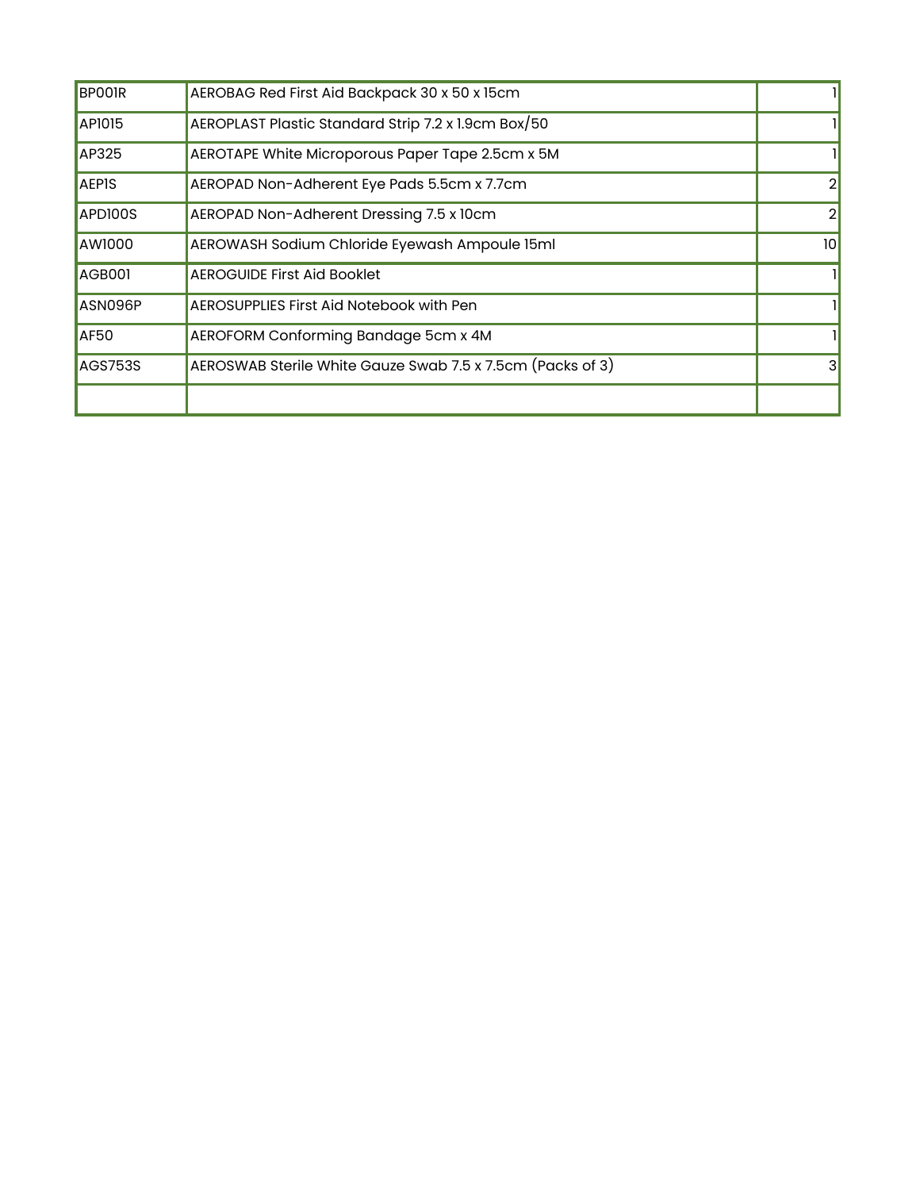| | | |
|---|---|---|
| BP001R | AEROBAG Red First Aid Backpack 30 x 50 x 15cm | 1 |
| AP1015 | AEROPLAST Plastic Standard Strip 7.2 x 1.9cm Box/50 | 1 |
| AP325 | AEROTAPE White Microporous Paper Tape 2.5cm x 5M | 1 |
| AEP1S | AEROPAD Non-Adherent Eye Pads 5.5cm x 7.7cm | 2 |
| APD100S | AEROPAD Non-Adherent Dressing 7.5 x 10cm | 2 |
| AW1000 | AEROWASH Sodium Chloride Eyewash Ampoule 15ml | 10 |
| AGB001 | AEROGUIDE First Aid Booklet | 1 |
| ASN096P | AEROSUPPLIES First Aid Notebook with Pen | 1 |
| AF50 | AEROFORM Conforming Bandage 5cm x 4M | 1 |
| AGS753S | AEROSWAB Sterile White Gauze Swab 7.5 x 7.5cm (Packs of 3) | 3 |
| | | |